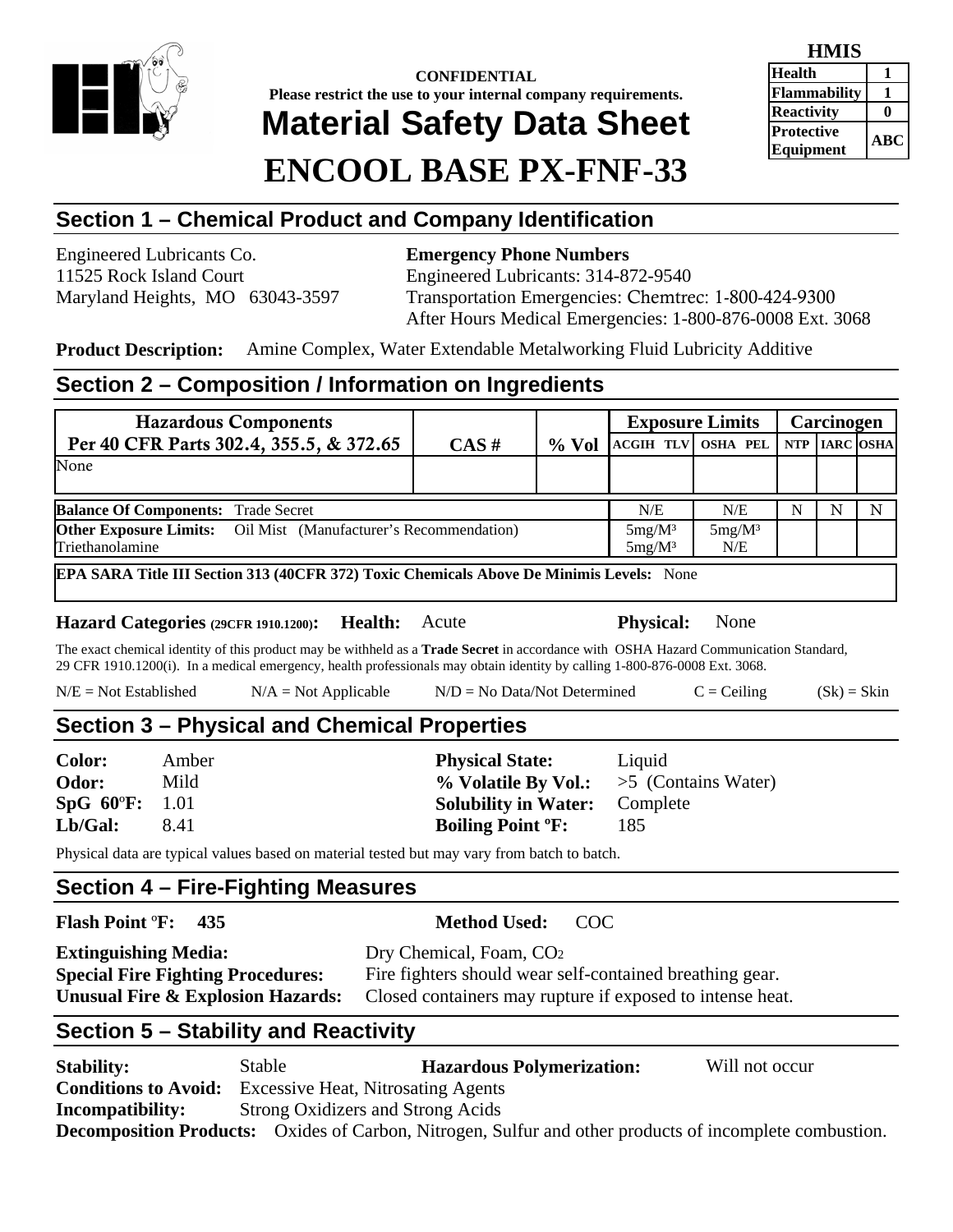**CONFIDENTIAL**
**Please restrict the use to your internal company requirements.**

# Material Safety Data Sheet
# ENCOOL BASE PX-FNF-33

| HMIS | |
|---|---|
| Health | 1 |
| Flammability | 1 |
| Reactivity | 0 |
| Protective Equipment | ABC |

## Section 1 – Chemical Product and Company Identification

Engineered Lubricants Co.
11525 Rock Island Court
Maryland Heights, MO 63043-3597

**Emergency Phone Numbers**
Engineered Lubricants: 314-872-9540
Transportation Emergencies: Chemtrec: 1-800-424-9300
After Hours Medical Emergencies: 1-800-876-0008 Ext. 3068

**Product Description:** Amine Complex, Water Extendable Metalworking Fluid Lubricity Additive

## Section 2 – Composition / Information on Ingredients

| Hazardous Components Per 40 CFR Parts 302.4, 355.5, & 372.65 | CAS # | % Vol | Exposure Limits | | Carcinogen | | |
|---|---|---|---|---|---|---|---|
| | | | ACGIH TLV | OSHA PEL | NTP | IARC | OSHA |
| None | | | | | | | |
| **Balance Of Components:** Trade Secret | | | N/E | N/E | N | N | N |
| **Other Exposure Limits:** Oil Mist (Manufacturer's Recommendation) | | | 5mg/M³ | 5mg/M³ | | | |
| Triethanolamine | | | 5mg/M³ | N/E | | | |

**EPA SARA Title III Section 313 (40CFR 372) Toxic Chemicals Above De Minimis Levels:** None

**Hazard Categories (29CFR 1910.1200): Health:** Acute **Physical:** None

The exact chemical identity of this product may be withheld as a **Trade Secret** in accordance with OSHA Hazard Communication Standard, 29 CFR 1910.1200(i). In a medical emergency, health professionals may obtain identity by calling 1-800-876-0008 Ext. 3068.

N/E = Not Established N/A = Not Applicable N/D = No Data/Not Determined C = Ceiling (Sk) = Skin

## Section 3 – Physical and Chemical Properties

**Color:** Amber
**Odor:** Mild
**SpG 60°F:** 1.01
**Lb/Gal:** 8.41
**Physical State:** Liquid
**% Volatile By Vol.:** >5 (Contains Water)
**Solubility in Water:** Complete
**Boiling Point °F:** 185

Physical data are typical values based on material tested but may vary from batch to batch.

## Section 4 – Fire-Fighting Measures

**Flash Point °F: 435** **Method Used:** COC

**Extinguishing Media:** Dry Chemical, Foam, $CO_2$
**Special Fire Fighting Procedures:** Fire fighters should wear self-contained breathing gear.
**Unusual Fire & Explosion Hazards:** Closed containers may rupture if exposed to intense heat.

## Section 5 – Stability and Reactivity

**Stability:** Stable **Hazardous Polymerization:** Will not occur
**Conditions to Avoid:** Excessive Heat, Nitrosating Agents
**Incompatibility:** Strong Oxidizers and Strong Acids
**Decomposition Products:** Oxides of Carbon, Nitrogen, Sulfur and other products of incomplete combustion.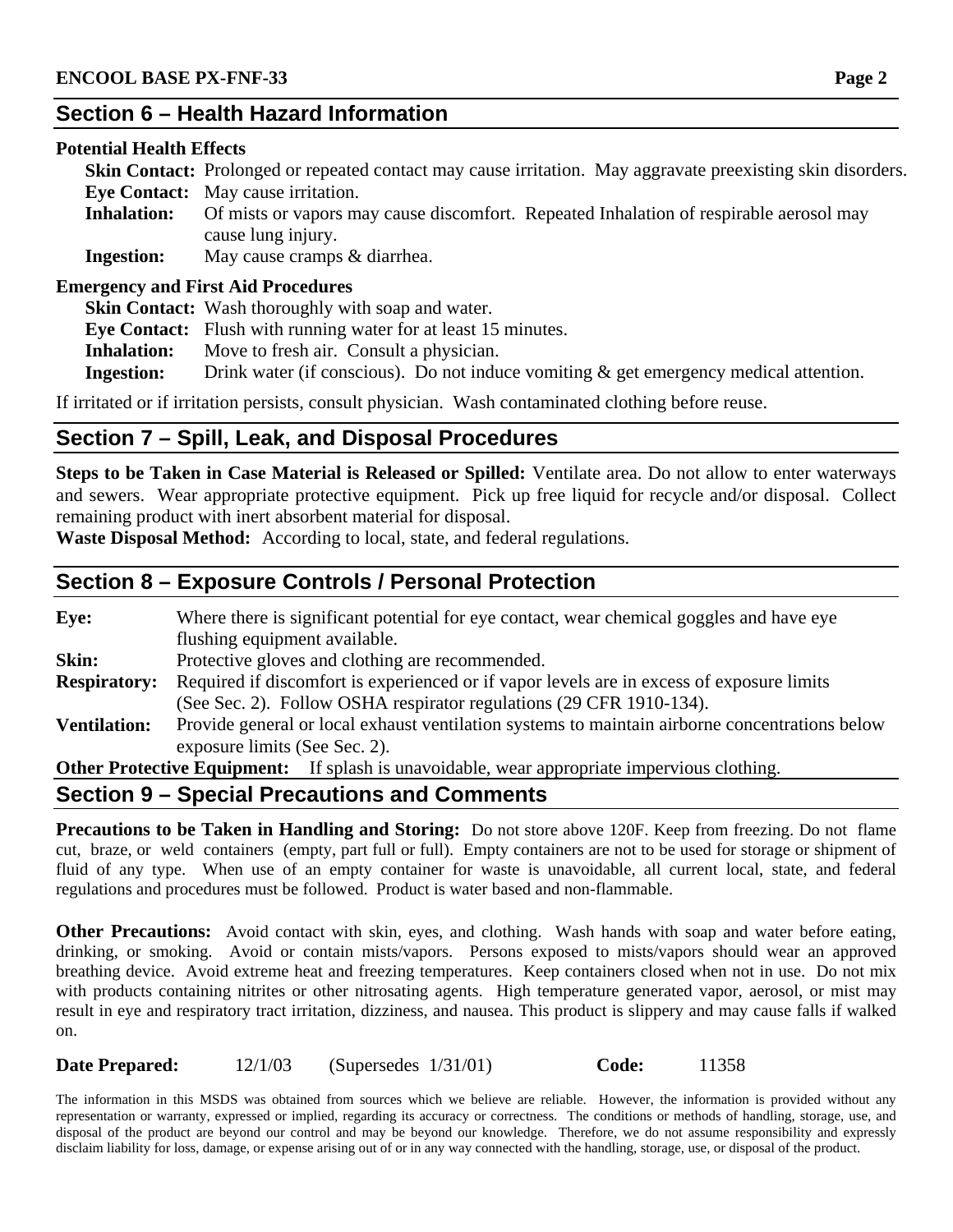## Section 6 – Health Hazard Information

**Potential Health Effects**

**Skin Contact:** Prolonged or repeated contact may cause irritation. May aggravate preexisting skin disorders.
**Eye Contact:** May cause irritation.
**Inhalation:** Of mists or vapors may cause discomfort. Repeated Inhalation of respirable aerosol may cause lung injury.
**Ingestion:** May cause cramps & diarrhea.

**Emergency and First Aid Procedures**

**Skin Contact:** Wash thoroughly with soap and water.
**Eye Contact:** Flush with running water for at least 15 minutes.
**Inhalation:** Move to fresh air. Consult a physician.
**Ingestion:** Drink water (if conscious). Do not induce vomiting & get emergency medical attention.

If irritated or if irritation persists, consult physician. Wash contaminated clothing before reuse.

## Section 7 – Spill, Leak, and Disposal Procedures

**Steps to be Taken in Case Material is Released or Spilled:** Ventilate area. Do not allow to enter waterways and sewers. Wear appropriate protective equipment. Pick up free liquid for recycle and/or disposal. Collect remaining product with inert absorbent material for disposal.
**Waste Disposal Method:** According to local, state, and federal regulations.

## Section 8 – Exposure Controls / Personal Protection

**Eye:** Where there is significant potential for eye contact, wear chemical goggles and have eye flushing equipment available.
**Skin:** Protective gloves and clothing are recommended.
**Respiratory:** Required if discomfort is experienced or if vapor levels are in excess of exposure limits (See Sec. 2). Follow OSHA respirator regulations (29 CFR 1910-134).
**Ventilation:** Provide general or local exhaust ventilation systems to maintain airborne concentrations below exposure limits (See Sec. 2).
**Other Protective Equipment:** If splash is unavoidable, wear appropriate impervious clothing.

## Section 9 – Special Precautions and Comments

**Precautions to be Taken in Handling and Storing:** Do not store above 120F. Keep from freezing. Do not flame cut, braze, or weld containers (empty, part full or full). Empty containers are not to be used for storage or shipment of fluid of any type. When use of an empty container for waste is unavoidable, all current local, state, and federal regulations and procedures must be followed. Product is water based and non-flammable.

**Other Precautions:** Avoid contact with skin, eyes, and clothing. Wash hands with soap and water before eating, drinking, or smoking. Avoid or contain mists/vapors. Persons exposed to mists/vapors should wear an approved breathing device. Avoid extreme heat and freezing temperatures. Keep containers closed when not in use. Do not mix with products containing nitrites or other nitrosating agents. High temperature generated vapor, aerosol, or mist may result in eye and respiratory tract irritation, dizziness, and nausea. This product is slippery and may cause falls if walked on.

**Date Prepared:** 12/1/03 (Supersedes 1/31/01) **Code:** 11358

The information in this MSDS was obtained from sources which we believe are reliable. However, the information is provided without any representation or warranty, expressed or implied, regarding its accuracy or correctness. The conditions or methods of handling, storage, use, and disposal of the product are beyond our control and may be beyond our knowledge. Therefore, we do not assume responsibility and expressly disclaim liability for loss, damage, or expense arising out of or in any way connected with the handling, storage, use, or disposal of the product.